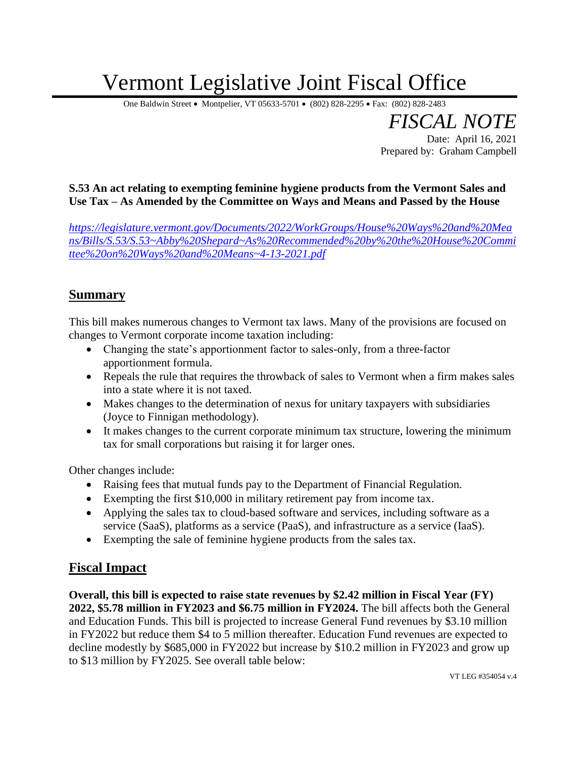# Vermont Legislative Joint Fiscal Office

One Baldwin Street • Montpelier, VT 05633-5701 • (802) 828-2295 • Fax: (802) 828-2483

*FISCAL NOTE*

Date: April 16, 2021
Prepared by: Graham Campbell

**S.53 An act relating to exempting feminine hygiene products from the Vermont Sales and Use Tax – As Amended by the Committee on Ways and Means and Passed by the House**

*https://legislature.vermont.gov/Documents/2022/WorkGroups/House%20Ways%20and%20Means/Bills/S.53/S.53~Abby%20Shepard~As%20Recommended%20by%20the%20House%20Committee%20on%20Ways%20and%20Means~4-13-2021.pdf*

## Summary

This bill makes numerous changes to Vermont tax laws. Many of the provisions are focused on changes to Vermont corporate income taxation including:

- Changing the state's apportionment factor to sales-only, from a three-factor apportionment formula.
- Repeals the rule that requires the throwback of sales to Vermont when a firm makes sales into a state where it is not taxed.
- Makes changes to the determination of nexus for unitary taxpayers with subsidiaries (Joyce to Finnigan methodology).
- It makes changes to the current corporate minimum tax structure, lowering the minimum tax for small corporations but raising it for larger ones.

Other changes include:

- Raising fees that mutual funds pay to the Department of Financial Regulation.
- Exempting the first $10,000 in military retirement pay from income tax.
- Applying the sales tax to cloud-based software and services, including software as a service (SaaS), platforms as a service (PaaS), and infrastructure as a service (IaaS).
- Exempting the sale of feminine hygiene products from the sales tax.

## Fiscal Impact

**Overall, this bill is expected to raise state revenues by $2.42 million in Fiscal Year (FY) 2022, $5.78 million in FY2023 and $6.75 million in FY2024.** The bill affects both the General and Education Funds. This bill is projected to increase General Fund revenues by $3.10 million in FY2022 but reduce them $4 to 5 million thereafter. Education Fund revenues are expected to decline modestly by $685,000 in FY2022 but increase by $10.2 million in FY2023 and grow up to $13 million by FY2025. See overall table below:

VT LEG #354054 v.4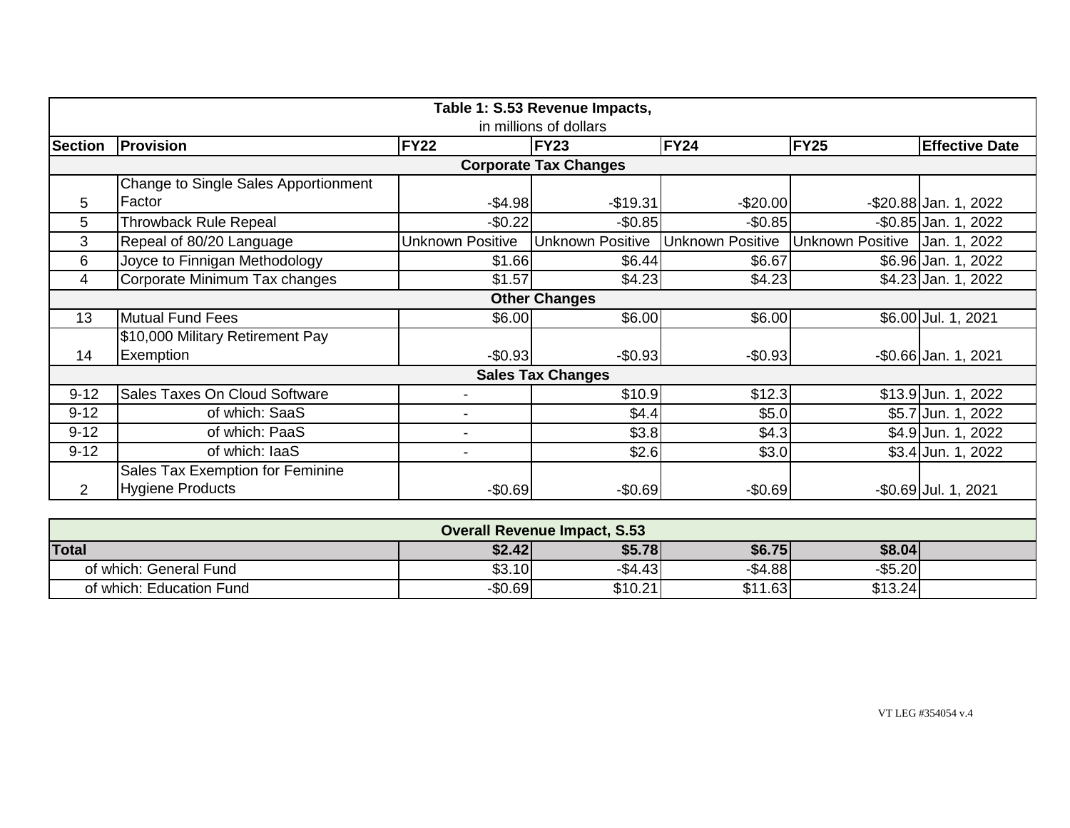**Table 1: S.53 Revenue Impacts,**
in millions of dollars

| Section | Provision | FY22 | FY23 | FY24 | FY25 | Effective Date |
|---|---|---|---|---|---|---|
| **Corporate Tax Changes** | | | | | | |
| 5 | Change to Single Sales Apportionment Factor | -$4.98 | -$19.31 | -$20.00 | -$20.88 | Jan. 1, 2022 |
| 5 | Throwback Rule Repeal | -$0.22 | -$0.85 | -$0.85 | -$0.85 | Jan. 1, 2022 |
| 3 | Repeal of 80/20 Language | Unknown Positive | Unknown Positive | Unknown Positive | Unknown Positive | Jan. 1, 2022 |
| 6 | Joyce to Finnigan Methodology | $1.66 | $6.44 | $6.67 | $6.96 | Jan. 1, 2022 |
| 4 | Corporate Minimum Tax changes | $1.57 | $4.23 | $4.23 | $4.23 | Jan. 1, 2022 |
| **Other Changes** | | | | | | |
| 13 | Mutual Fund Fees | $6.00 | $6.00 | $6.00 | $6.00 | Jul. 1, 2021 |
| 14 | $10,000 Military Retirement Pay Exemption | -$0.93 | -$0.93 | -$0.93 | -$0.66 | Jan. 1, 2021 |
| **Sales Tax Changes** | | | | | | |
| 9-12 | Sales Taxes On Cloud Software | - | $10.9 | $12.3 | $13.9 | Jun. 1, 2022 |
| 9-12 | of which: SaaS | - | $4.4 | $5.0 | $5.7 | Jun. 1, 2022 |
| 9-12 | of which: PaaS | - | $3.8 | $4.3 | $4.9 | Jun. 1, 2022 |
| 9-12 | of which: IaaS | - | $2.6 | $3.0 | $3.4 | Jun. 1, 2022 |
| 2 | Sales Tax Exemption for Feminine Hygiene Products | -$0.69 | -$0.69 | -$0.69 | -$0.69 | Jul. 1, 2021 |

**Overall Revenue Impact, S.53**

| | FY22 | FY23 | FY24 | FY25 | |
|---|---|---|---|---|---|
| **Total** | **$2.42** | **$5.78** | **$6.75** | **$8.04** | |
| of which: General Fund | $3.10 | -$4.43 | -$4.88 | -$5.20 | |
| of which: Education Fund | -$0.69 | $10.21 | $11.63 | $13.24 | |

VT LEG #354054 v.4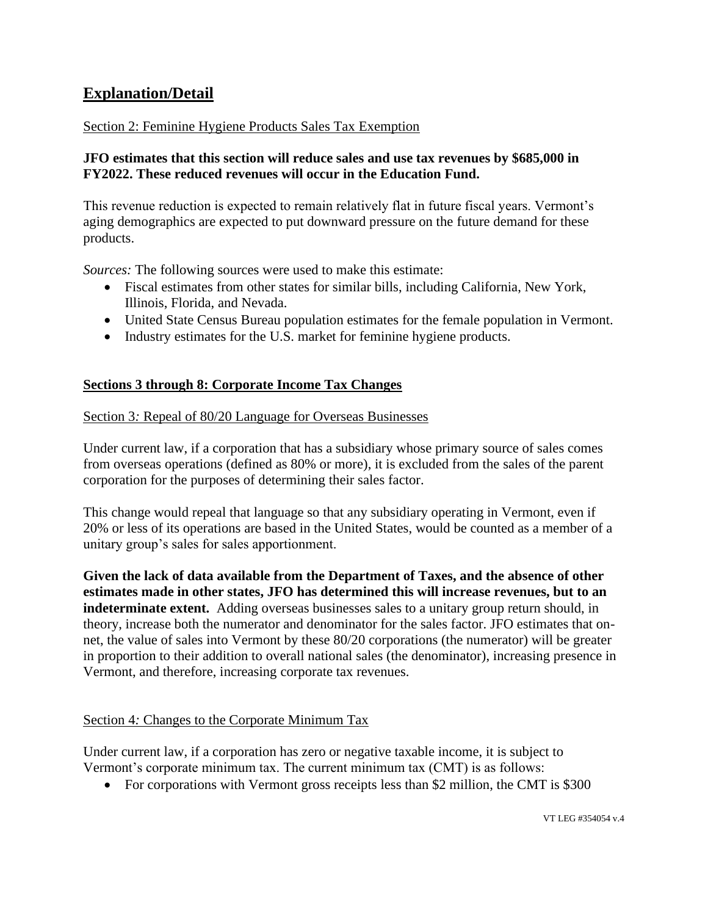## Explanation/Detail

Section 2: Feminine Hygiene Products Sales Tax Exemption

**JFO estimates that this section will reduce sales and use tax revenues by $685,000 in FY2022. These reduced revenues will occur in the Education Fund.**

This revenue reduction is expected to remain relatively flat in future fiscal years. Vermont's aging demographics are expected to put downward pressure on the future demand for these products.

*Sources:* The following sources were used to make this estimate:

- Fiscal estimates from other states for similar bills, including California, New York, Illinois, Florida, and Nevada.
- United State Census Bureau population estimates for the female population in Vermont.
- Industry estimates for the U.S. market for feminine hygiene products.

### Sections 3 through 8: Corporate Income Tax Changes

Section 3*:* Repeal of 80/20 Language for Overseas Businesses

Under current law, if a corporation that has a subsidiary whose primary source of sales comes from overseas operations (defined as 80% or more), it is excluded from the sales of the parent corporation for the purposes of determining their sales factor.

This change would repeal that language so that any subsidiary operating in Vermont, even if 20% or less of its operations are based in the United States, would be counted as a member of a unitary group's sales for sales apportionment.

**Given the lack of data available from the Department of Taxes, and the absence of other estimates made in other states, JFO has determined this will increase revenues, but to an indeterminate extent.** Adding overseas businesses sales to a unitary group return should, in theory, increase both the numerator and denominator for the sales factor. JFO estimates that on-net, the value of sales into Vermont by these 80/20 corporations (the numerator) will be greater in proportion to their addition to overall national sales (the denominator), increasing presence in Vermont, and therefore, increasing corporate tax revenues.

Section 4*:* Changes to the Corporate Minimum Tax

Under current law, if a corporation has zero or negative taxable income, it is subject to Vermont's corporate minimum tax. The current minimum tax (CMT) is as follows:

- For corporations with Vermont gross receipts less than $2 million, the CMT is $300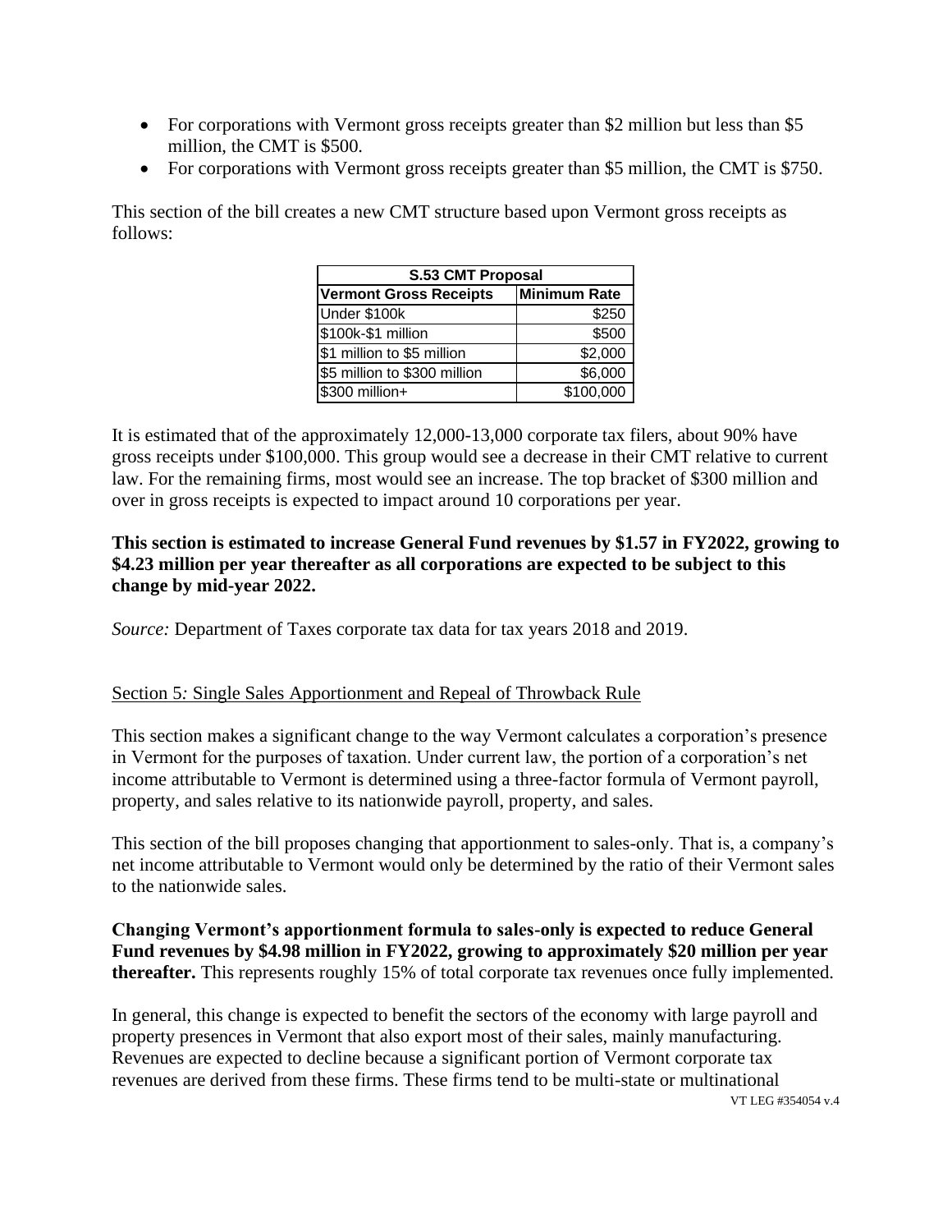- For corporations with Vermont gross receipts greater than \$2 million but less than \$5 million, the CMT is \$500.
- For corporations with Vermont gross receipts greater than \$5 million, the CMT is \$750.

This section of the bill creates a new CMT structure based upon Vermont gross receipts as follows:

| S.53 CMT Proposal | |
|---|---|
| **Vermont Gross Receipts** | **Minimum Rate** |
| Under \$100k | \$250 |
| \$100k-\$1 million | \$500 |
| \$1 million to \$5 million | \$2,000 |
| \$5 million to \$300 million | \$6,000 |
| \$300 million+ | \$100,000 |

It is estimated that of the approximately 12,000-13,000 corporate tax filers, about 90% have gross receipts under \$100,000. This group would see a decrease in their CMT relative to current law. For the remaining firms, most would see an increase. The top bracket of \$300 million and over in gross receipts is expected to impact around 10 corporations per year.

**This section is estimated to increase General Fund revenues by \$1.57 in FY2022, growing to \$4.23 million per year thereafter as all corporations are expected to be subject to this change by mid-year 2022.**

*Source:* Department of Taxes corporate tax data for tax years 2018 and 2019.

Section 5*:* Single Sales Apportionment and Repeal of Throwback Rule

This section makes a significant change to the way Vermont calculates a corporation's presence in Vermont for the purposes of taxation. Under current law, the portion of a corporation's net income attributable to Vermont is determined using a three-factor formula of Vermont payroll, property, and sales relative to its nationwide payroll, property, and sales.

This section of the bill proposes changing that apportionment to sales-only. That is, a company's net income attributable to Vermont would only be determined by the ratio of their Vermont sales to the nationwide sales.

**Changing Vermont's apportionment formula to sales-only is expected to reduce General Fund revenues by \$4.98 million in FY2022, growing to approximately \$20 million per year thereafter.** This represents roughly 15% of total corporate tax revenues once fully implemented.

In general, this change is expected to benefit the sectors of the economy with large payroll and property presences in Vermont that also export most of their sales, mainly manufacturing. Revenues are expected to decline because a significant portion of Vermont corporate tax revenues are derived from these firms. These firms tend to be multi-state or multinational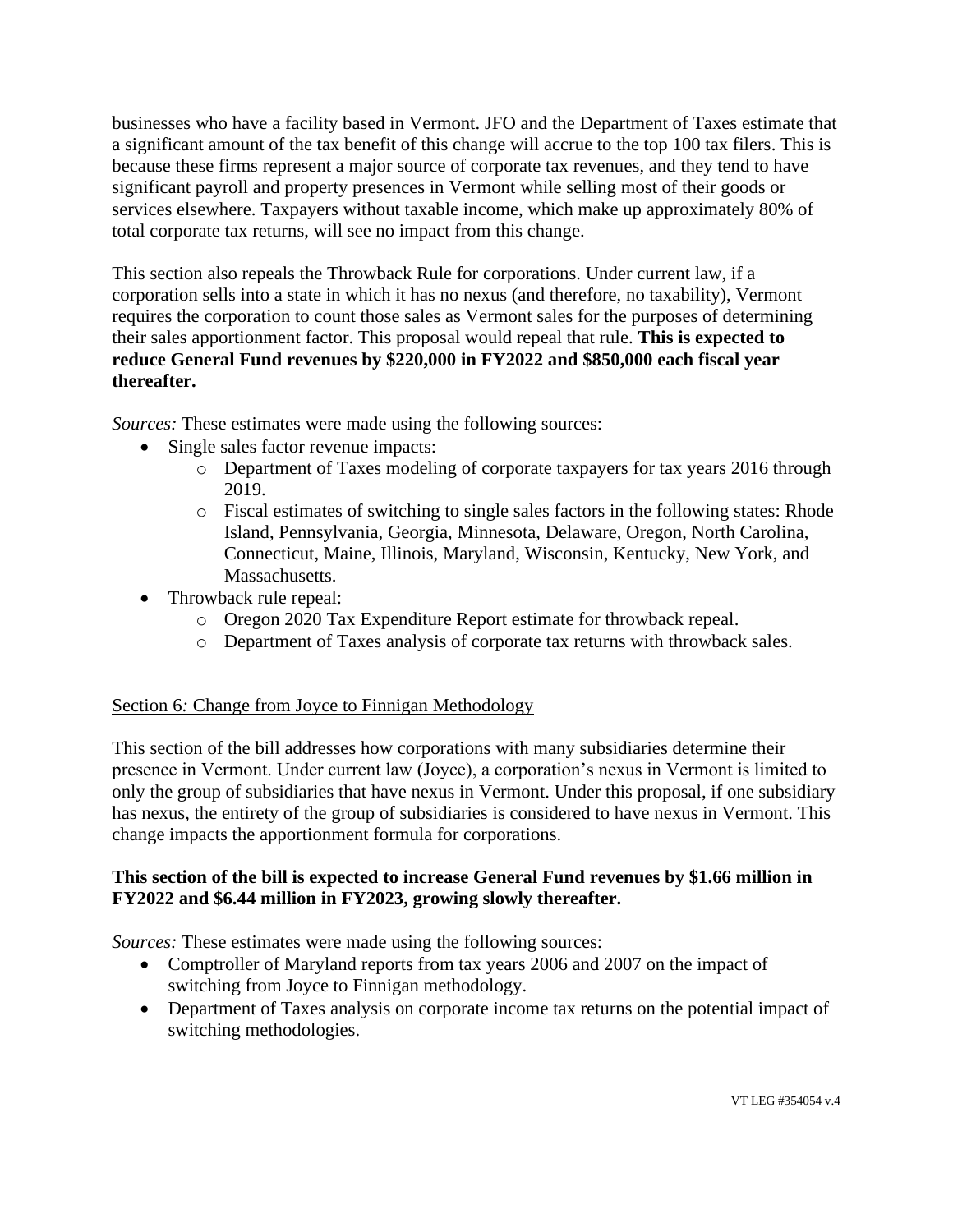businesses who have a facility based in Vermont. JFO and the Department of Taxes estimate that a significant amount of the tax benefit of this change will accrue to the top 100 tax filers. This is because these firms represent a major source of corporate tax revenues, and they tend to have significant payroll and property presences in Vermont while selling most of their goods or services elsewhere. Taxpayers without taxable income, which make up approximately 80% of total corporate tax returns, will see no impact from this change.

This section also repeals the Throwback Rule for corporations. Under current law, if a corporation sells into a state in which it has no nexus (and therefore, no taxability), Vermont requires the corporation to count those sales as Vermont sales for the purposes of determining their sales apportionment factor. This proposal would repeal that rule. **This is expected to reduce General Fund revenues by $220,000 in FY2022 and $850,000 each fiscal year thereafter.**

*Sources:* These estimates were made using the following sources:

- Single sales factor revenue impacts:
    - Department of Taxes modeling of corporate taxpayers for tax years 2016 through 2019.
    - Fiscal estimates of switching to single sales factors in the following states: Rhode Island, Pennsylvania, Georgia, Minnesota, Delaware, Oregon, North Carolina, Connecticut, Maine, Illinois, Maryland, Wisconsin, Kentucky, New York, and Massachusetts.
- Throwback rule repeal:
    - Oregon 2020 Tax Expenditure Report estimate for throwback repeal.
    - Department of Taxes analysis of corporate tax returns with throwback sales.

<u>Section 6: Change from Joyce to Finnigan Methodology</u>

This section of the bill addresses how corporations with many subsidiaries determine their presence in Vermont. Under current law (Joyce), a corporation's nexus in Vermont is limited to only the group of subsidiaries that have nexus in Vermont. Under this proposal, if one subsidiary has nexus, the entirety of the group of subsidiaries is considered to have nexus in Vermont. This change impacts the apportionment formula for corporations.

**This section of the bill is expected to increase General Fund revenues by $1.66 million in FY2022 and $6.44 million in FY2023, growing slowly thereafter.**

*Sources:* These estimates were made using the following sources:

- Comptroller of Maryland reports from tax years 2006 and 2007 on the impact of switching from Joyce to Finnigan methodology.
- Department of Taxes analysis on corporate income tax returns on the potential impact of switching methodologies.

VT LEG #354054 v.4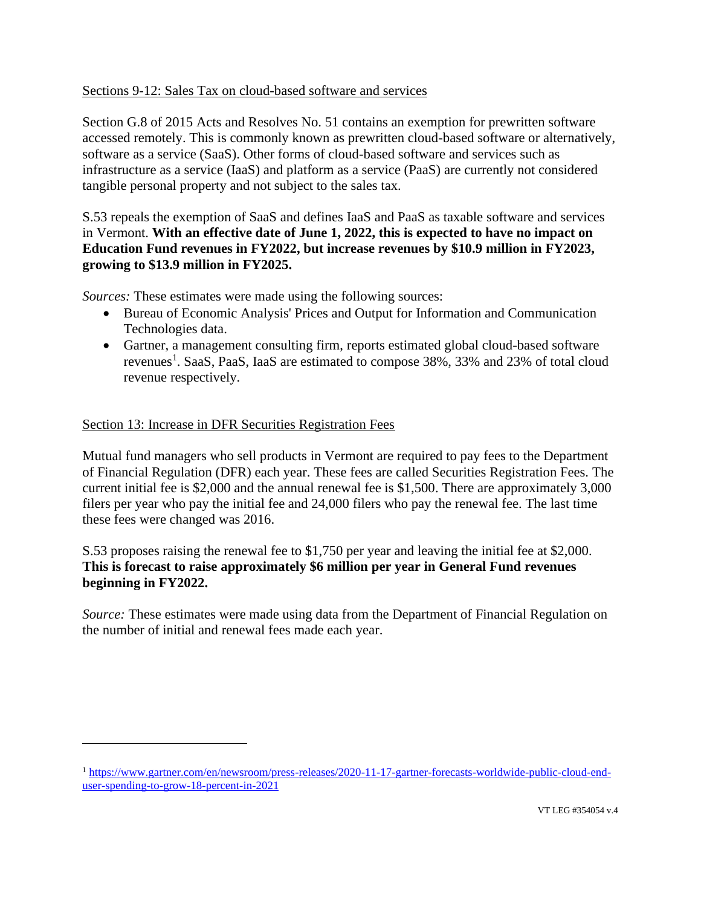Sections 9-12: Sales Tax on cloud-based software and services

Section G.8 of 2015 Acts and Resolves No. 51 contains an exemption for prewritten software accessed remotely. This is commonly known as prewritten cloud-based software or alternatively, software as a service (SaaS). Other forms of cloud-based software and services such as infrastructure as a service (IaaS) and platform as a service (PaaS) are currently not considered tangible personal property and not subject to the sales tax.

S.53 repeals the exemption of SaaS and defines IaaS and PaaS as taxable software and services in Vermont. **With an effective date of June 1, 2022, this is expected to have no impact on Education Fund revenues in FY2022, but increase revenues by $10.9 million in FY2023, growing to $13.9 million in FY2025.**

*Sources:* These estimates were made using the following sources:

- Bureau of Economic Analysis' Prices and Output for Information and Communication Technologies data.
- Gartner, a management consulting firm, reports estimated global cloud-based software revenues[1]. SaaS, PaaS, IaaS are estimated to compose 38%, 33% and 23% of total cloud revenue respectively.

Section 13: Increase in DFR Securities Registration Fees

Mutual fund managers who sell products in Vermont are required to pay fees to the Department of Financial Regulation (DFR) each year. These fees are called Securities Registration Fees. The current initial fee is $2,000 and the annual renewal fee is $1,500. There are approximately 3,000 filers per year who pay the initial fee and 24,000 filers who pay the renewal fee. The last time these fees were changed was 2016.

S.53 proposes raising the renewal fee to $1,750 per year and leaving the initial fee at $2,000. **This is forecast to raise approximately $6 million per year in General Fund revenues beginning in FY2022.**

*Source:* These estimates were made using data from the Department of Financial Regulation on the number of initial and renewal fees made each year.

---

[1] https://www.gartner.com/en/newsroom/press-releases/2020-11-17-gartner-forecasts-worldwide-public-cloud-end-user-spending-to-grow-18-percent-in-2021

VT LEG #354054 v.4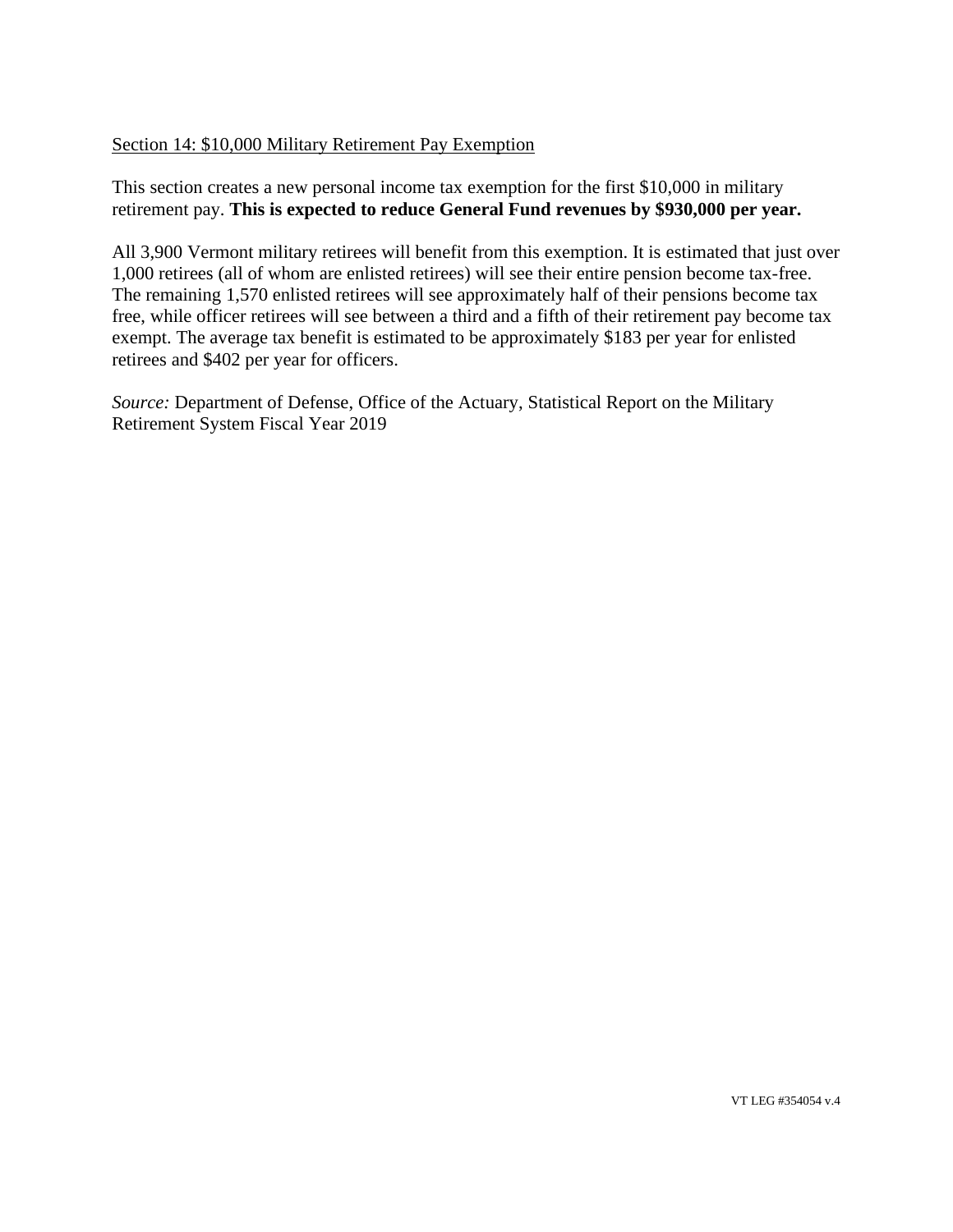Section 14: $10,000 Military Retirement Pay Exemption

This section creates a new personal income tax exemption for the first $10,000 in military retirement pay. **This is expected to reduce General Fund revenues by $930,000 per year.**

All 3,900 Vermont military retirees will benefit from this exemption. It is estimated that just over 1,000 retirees (all of whom are enlisted retirees) will see their entire pension become tax-free. The remaining 1,570 enlisted retirees will see approximately half of their pensions become tax free, while officer retirees will see between a third and a fifth of their retirement pay become tax exempt. The average tax benefit is estimated to be approximately $183 per year for enlisted retirees and $402 per year for officers.

*Source:* Department of Defense, Office of the Actuary, Statistical Report on the Military Retirement System Fiscal Year 2019

VT LEG #354054 v.4